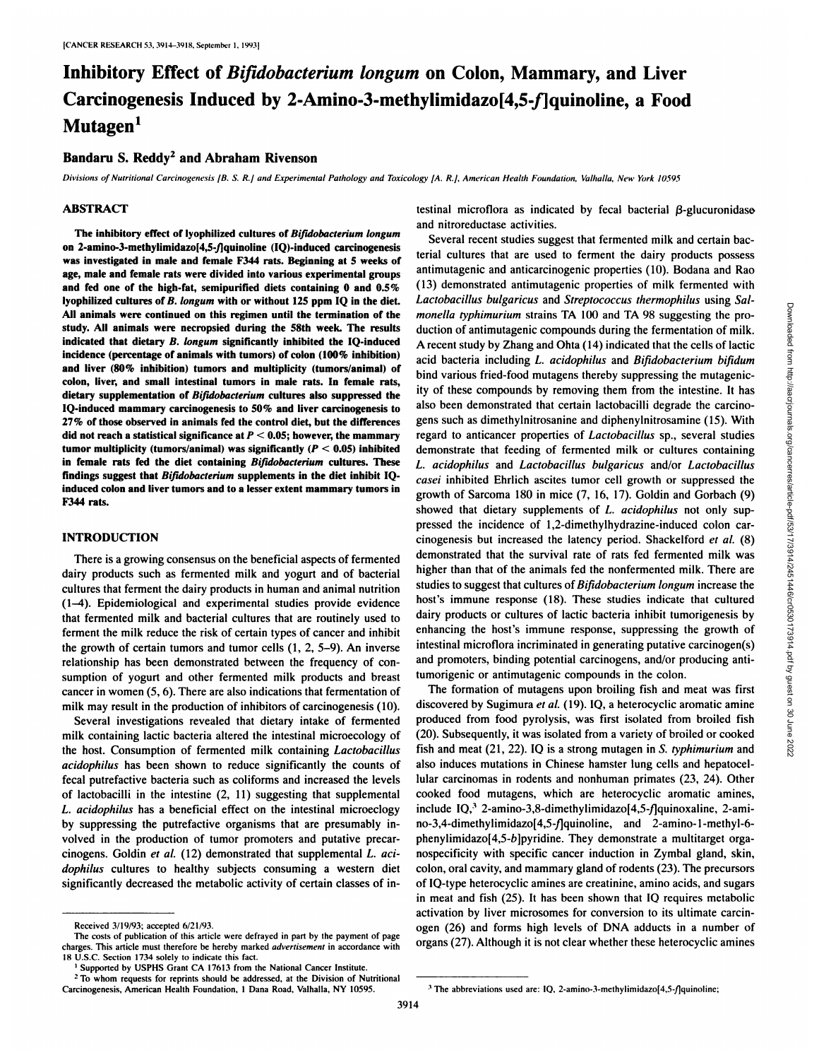# Inhibitory Effect of *Bifidobacterium longum* on Colon, Mammary, and Liver Carcinogenesis Induced by 2-Amino-3-methylimidazo[4,5-*f*]quinoline, a Food Mutagen[1]

**Bandaru S. Reddy[2] and Abraham Rivenson**

*Divisions of Nutritional Carcinogenesis [B. S. R.] and Experimental Pathology and Toxicology [A. R.], American Health Foundation, Valhalla, New York 10595*

## ABSTRACT

The inhibitory effect of lyophilized cultures of *Bifidobacterium longum* on 2-amino-3-methylimidazo[4,5-*f*]quinoline (IQ)-induced carcinogenesis was investigated in male and female F344 rats. Beginning at 5 weeks of age, male and female rats were divided into various experimental groups and fed one of the high-fat, semipurified diets containing 0 and 0.5% lyophilized cultures of *B. longum* with or without 125 ppm IQ in the diet. All animals were continued on this regimen until the termination of the study. All animals were necropsied during the 58th week. The results indicated that dietary *B. longum* significantly inhibited the IQ-induced incidence (percentage of animals with tumors) of colon (100% inhibition) and liver (80% inhibition) tumors and multiplicity (tumors/animal) of colon, liver, and small intestinal tumors in male rats. In female rats, dietary supplementation of *Bifidobacterium* cultures also suppressed the IQ-induced mammary carcinogenesis to 50% and liver carcinogenesis to 27% of those observed in animals fed the control diet, but the differences did not reach a statistical significance at $P < 0.05$; however, the mammary tumor multiplicity (tumors/animal) was significantly ($P < 0.05$) inhibited in female rats fed the diet containing *Bifidobacterium* cultures. These findings suggest that *Bifidobacterium* supplements in the diet inhibit IQ-induced colon and liver tumors and to a lesser extent mammary tumors in F344 rats.

## INTRODUCTION

There is a growing consensus on the beneficial aspects of fermented dairy products such as fermented milk and yogurt and of bacterial cultures that ferment the dairy products in human and animal nutrition (1–4). Epidemiological and experimental studies provide evidence that fermented milk and bacterial cultures that are routinely used to ferment the milk reduce the risk of certain types of cancer and inhibit the growth of certain tumors and tumor cells (1, 2, 5–9). An inverse relationship has been demonstrated between the frequency of consumption of yogurt and other fermented milk products and breast cancer in women (5, 6). There are also indications that fermentation of milk may result in the production of inhibitors of carcinogenesis (10).

Several investigations revealed that dietary intake of fermented milk containing lactic bacteria altered the intestinal microecology of the host. Consumption of fermented milk containing *Lactobacillus acidophilus* has been shown to reduce significantly the counts of fecal putrefactive bacteria such as coliforms and increased the levels of lactobacilli in the intestine (2, 11) suggesting that supplemental *L. acidophilus* has a beneficial effect on the intestinal microecology by suppressing the putrefactive organisms that are presumably involved in the production of tumor promoters and putative precarcinogens. Goldin *et al.* (12) demonstrated that supplemental *L. acidophilus* cultures to healthy subjects consuming a western diet significantly decreased the metabolic activity of certain classes of intestinal microflora as indicated by fecal bacterial β-glucuronidase and nitroreductase activities.

Several recent studies suggest that fermented milk and certain bacterial cultures that are used to ferment the dairy products possess antimutagenic and anticarcinogenic properties (10). Bodana and Rao (13) demonstrated antimutagenic properties of milk fermented with *Lactobacillus bulgaricus* and *Streptococcus thermophilus* using *Salmonella typhimurium* strains TA 100 and TA 98 suggesting the production of antimutagenic compounds during the fermentation of milk. A recent study by Zhang and Ohta (14) indicated that the cells of lactic acid bacteria including *L. acidophilus* and *Bifidobacterium bifidum* bind various fried-food mutagens thereby suppressing the mutagenicity of these compounds by removing them from the intestine. It has also been demonstrated that certain lactobacilli degrade the carcinogens such as dimethylnitrosanine and diphenylnitrosamine (15). With regard to anticancer properties of *Lactobacillus* sp., several studies demonstrate that feeding of fermented milk or cultures containing *L. acidophilus* and *Lactobacillus bulgaricus* and/or *Lactobacillus casei* inhibited Ehrlich ascites tumor cell growth or suppressed the growth of Sarcoma 180 in mice (7, 16, 17). Goldin and Gorbach (9) showed that dietary supplements of *L. acidophilus* not only suppressed the incidence of 1,2-dimethylhydrazine-induced colon carcinogenesis but increased the latency period. Shackelford *et al.* (8) demonstrated that the survival rate of rats fed fermented milk was higher than that of the animals fed the nonfermented milk. There are studies to suggest that cultures of *Bifidobacterium longum* increase the host's immune response (18). These studies indicate that cultured dairy products or cultures of lactic bacteria inhibit tumorigenesis by enhancing the host's immune response, suppressing the growth of intestinal microflora incriminated in generating putative carcinogen(s) and promoters, binding potential carcinogens, and/or producing antitumorigenic or antimutagenic compounds in the colon.

The formation of mutagens upon broiling fish and meat was first discovered by Sugimura *et al.* (19). IQ, a heterocyclic aromatic amine produced from food pyrolysis, was first isolated from broiled fish (20). Subsequently, it was isolated from a variety of broiled or cooked fish and meat (21, 22). IQ is a strong mutagen in *S. typhimurium* and also induces mutations in Chinese hamster lung cells and hepatocellular carcinomas in rodents and nonhuman primates (23, 24). Other cooked food mutagens, which are heterocyclic aromatic amines, include IQ,[3] 2-amino-3,8-dimethylimidazo[4,5-*f*]quinoxaline, 2-amino-3,4-dimethylimidazo[4,5-*f*]quinoline, and 2-amino-1-methyl-6-phenylimidazo[4,5-*b*]pyridine. They demonstrate a multitarget organospecificity with specific cancer induction in Zymbal gland, skin, colon, oral cavity, and mammary gland of rodents (23). The precursors of IQ-type heterocyclic amines are creatinine, amino acids, and sugars in meat and fish (25). It has been shown that IQ requires metabolic activation by liver microsomes for conversion to its ultimate carcinogen (26) and forms high levels of DNA adducts in a number of organs (27). Although it is not clear whether these heterocyclic amines

---

Received 3/19/93; accepted 6/21/93.

The costs of publication of this article were defrayed in part by the payment of page charges. This article must therefore be hereby marked *advertisement* in accordance with 18 U.S.C. Section 1734 solely to indicate this fact.

[1] Supported by USPHS Grant CA 17613 from the National Cancer Institute.

[2] To whom requests for reprints should be addressed, at the Division of Nutritional Carcinogenesis, American Health Foundation, 1 Dana Road, Valhalla, NY 10595.

[3] The abbreviations used are: IQ, 2-amino-3-methylimidazo[4,5-*f*]quinoline;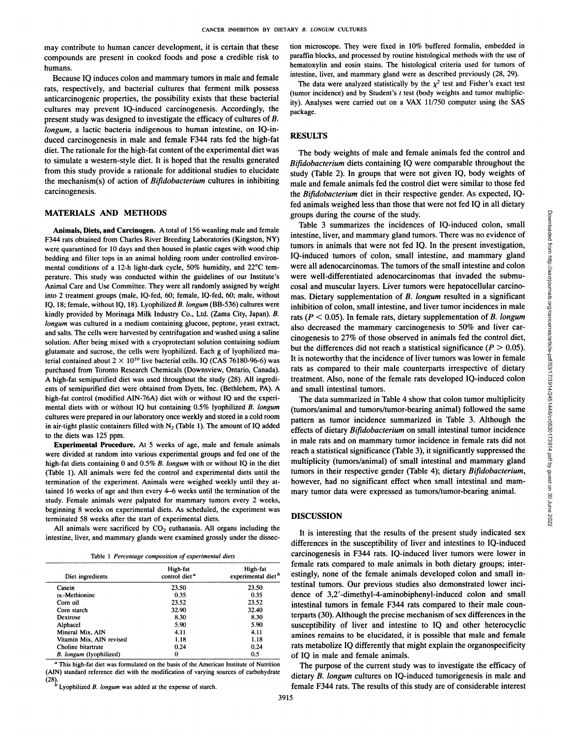may contribute to human cancer development, it is certain that these compounds are present in cooked foods and pose a credible risk to humans.

Because IQ induces colon and mammary tumors in male and female rats, respectively, and bacterial cultures that ferment milk possess anticarcinogenic properties, the possibility exists that these bacterial cultures may prevent IQ-induced carcinogenesis. Accordingly, the present study was designed to investigate the efficacy of cultures of *B. longum*, a lactic bacteria indigenous to human intestine, on IQ-induced carcinogenesis in male and female F344 rats fed the high-fat diet. The rationale for the high-fat content of the experimental diet was to simulate a western-style diet. It is hoped that the results generated from this study provide a rationale for additional studies to elucidate the mechanism(s) of action of *Bifidobacterium* cultures in inhibiting carcinogenesis.

## MATERIALS AND METHODS

**Animals, Diets, and Carcinogen.** A total of 156 weanling male and female F344 rats obtained from Charles River Breeding Laboratories (Kingston, NY) were quarantined for 10 days and then housed in plastic cages with wood chip bedding and filter tops in an animal holding room under controlled environmental conditions of a 12-h light-dark cycle, 50% humidity, and 22°C temperature. This study was conducted within the guidelines of our Institute's Animal Care and Use Committee. They were all randomly assigned by weight into 2 treatment groups (male, IQ-fed, 60; female, IQ-fed, 60; male, without IQ, 18; female, without IQ, 18). Lyophilized *B. longum* (BB-536) cultures were kindly provided by Morinaga Milk Industry Co., Ltd. (Zama City, Japan). *B. longum* was cultured in a medium containing glucose, peptone, yeast extract, and salts. The cells were harvested by centrifugation and washed using a saline solution. After being mixed with a cryoprotectant solution containing sodium glutamate and sucrose, the cells were lyophilized. Each g of lyophilized material contained about $2 \times 10^{10}$ live bacterial cells. IQ (CAS 76180-96-6) was purchased from Toronto Research Chemicals (Downsview, Ontario, Canada). A high-fat semipurified diet was used throughout the study (28). All ingredients of semipurified diet were obtained from Dyets, Inc. (Bethlehem, PA). A high-fat control (modified AIN-76A) diet with or without IQ and the experimental diets with or without IQ but containing 0.5% lyophilized *B. longum* cultures were prepared in our laboratory once weekly and stored in a cold room in air-tight plastic containers filled with $N_2$ (Table 1). The amount of IQ added to the diets was 125 ppm.

**Experimental Procedure.** At 5 weeks of age, male and female animals were divided at random into various experimental groups and fed one of the high-fat diets containing 0 and 0.5% *B. longum* with or without IQ in the diet (Table 1). All animals were fed the control and experimental diets until the termination of the experiment. Animals were weighed weekly until they attained 16 weeks of age and then every 4–6 weeks until the termination of the study. Female animals were palpated for mammary tumors every 2 weeks, beginning 8 weeks on experimental diets. As scheduled, the experiment was terminated 58 weeks after the start of experimental diets.

All animals were sacrificed by $CO_2$ euthanasia. All organs including the intestine, liver, and mammary glands were examined grossly under the dissection microscope. They were fixed in 10% buffered formalin, embedded in paraffin blocks, and processed by routine histological methods with the use of hematoxylin and eosin stains. The histological criteria used for tumors of intestine, liver, and mammary gland were as described previously (28, 29).

The data were analyzed statistically by the $\chi^2$ test and Fisher's exact test (tumor incidence) and by Student's *t* test (body weights and tumor multiplicity). Analyses were carried out on a VAX 11/750 computer using the SAS package.

Table 1 *Percentage composition of experimental diets*

| Diet ingredients | High-fat control diet[a] | High-fat experimental diet[b] |
|---|---|---|
| Casein | 23.50 | 23.50 |
| DL-Methionine | 0.35 | 0.35 |
| Corn oil | 23.52 | 23.52 |
| Corn starch | 32.90 | 32.40 |
| Dextrose | 8.30 | 8.30 |
| Alphacel | 5.90 | 5.90 |
| Mineral Mix, AIN | 4.11 | 4.11 |
| Vitamin Mix, AIN revised | 1.18 | 1.18 |
| Choline bitartrate | 0.24 | 0.24 |
| *B. longum* (lyophilized) | 0 | 0.5 |

[a] This high-fat diet was formulated on the basis of the American Institute of Nutrition (AIN) standard reference diet with the modification of varying sources of carbohydrate (28).

[b] Lyophilized *B. longum* was added at the expense of starch.

## RESULTS

The body weights of male and female animals fed the control and *Bifidobacterium* diets containing IQ were comparable throughout the study (Table 2). In groups that were not given IQ, body weights of male and female animals fed the control diet were similar to those fed the *Bifidobacterium* diet in their respective gender. As expected, IQ-fed animals weighed less than those that were not fed IQ in all dietary groups during the course of the study.

Table 3 summarizes the incidences of IQ-induced colon, small intestine, liver, and mammary gland tumors. There was no evidence of tumors in animals that were not fed IQ. In the present investigation, IQ-induced tumors of colon, small intestine, and mammary gland were all adenocarcinomas. The tumors of the small intestine and colon were well-differentiated adenocarcinomas that invaded the submucosal and muscular layers. Liver tumors were hepatocellular carcinomas. Dietary supplementation of *B. longum* resulted in a significant inhibition of colon, small intestine, and liver tumor incidences in male rats ($P < 0.05$). In female rats, dietary supplementation of *B. longum* also decreased the mammary carcinogenesis to 50% and liver carcinogenesis to 27% of those observed in animals fed the control diet, but the differences did not reach a statistical significance ($P > 0.05$). It is noteworthy that the incidence of liver tumors was lower in female rats as compared to their male counterparts irrespective of dietary treatment. Also, none of the female rats developed IQ-induced colon and small intestinal tumors.

The data summarized in Table 4 show that colon tumor multiplicity (tumors/animal and tumors/tumor-bearing animal) followed the same pattern as tumor incidence summarized in Table 3. Although the effects of dietary *Bifidobacterium* on small intestinal tumor incidence in male rats and on mammary tumor incidence in female rats did not reach a statistical significance (Table 3), it significantly suppressed the multiplicity (tumors/animal) of small intestinal and mammary gland tumors in their respective gender (Table 4); dietary *Bifidobacterium*, however, had no significant effect when small intestinal and mammary tumor data were expressed as tumors/tumor-bearing animal.

## DISCUSSION

It is interesting that the results of the present study indicated sex differences in the susceptibility of liver and intestines to IQ-induced carcinogenesis in F344 rats. IQ-induced liver tumors were lower in female rats compared to male animals in both dietary groups; interestingly, none of the female animals developed colon and small intestinal tumors. Our previous studies also demonstrated lower incidence of 3,2′-dimethyl-4-aminobiphenyl-induced colon and small intestinal tumors in female F344 rats compared to their male counterparts (30). Although the precise mechanism of sex differences in the susceptibility of liver and intestine to IQ and other heterocyclic amines remains to be elucidated, it is possible that male and female rats metabolize IQ differently that might explain the organospecificity of IQ in male and female animals.

The purpose of the current study was to investigate the efficacy of dietary *B. longum* cultures on IQ-induced tumorigenesis in male and female F344 rats. The results of this study are of considerable interest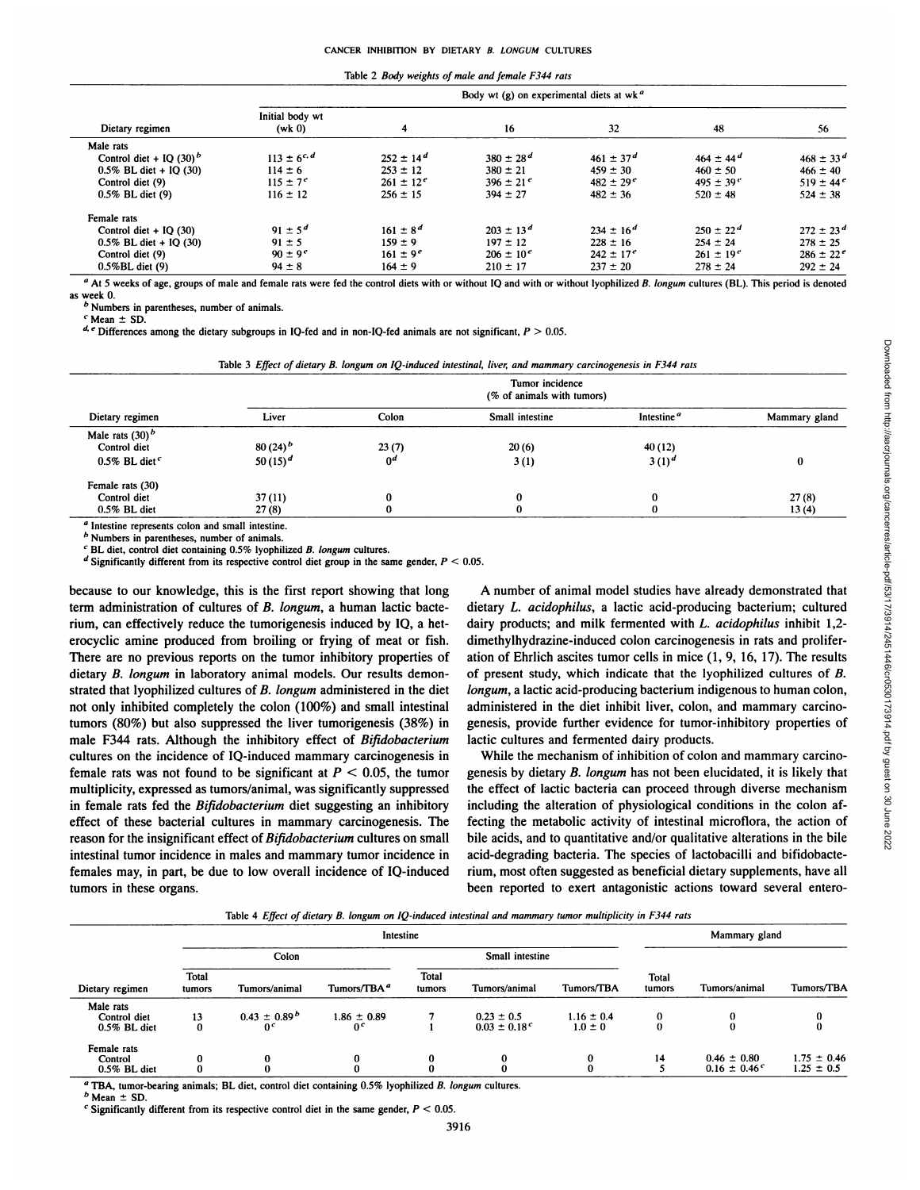Table 2 *Body weights of male and female F344 rats*

| Dietary regimen | Initial body wt (wk 0) | Body wt (g) on experimental diets at wk [a] 4 | 16 | 32 | 48 | 56 |
|---|---|---|---|---|---|---|
| Male rats | | | | | | |
| Control diet + IQ (30) [b] | 113 ± 6 [c, d] | 252 ± 14 [d] | 380 ± 28 [d] | 461 ± 37 [d] | 464 ± 44 [d] | 468 ± 33 [d] |
| 0.5% BL diet + IQ (30) | 114 ± 6 | 253 ± 12 | 380 ± 21 | 459 ± 30 | 460 ± 50 | 466 ± 40 |
| Control diet (9) | 115 ± 7 [e] | 261 ± 12 [e] | 396 ± 21 [e] | 482 ± 29 [e] | 495 ± 39 [e] | 519 ± 44 [e] |
| 0.5% BL diet (9) | 116 ± 12 | 256 ± 15 | 394 ± 27 | 482 ± 36 | 520 ± 48 | 524 ± 38 |
| Female rats | | | | | | |
| Control diet + IQ (30) | 91 ± 5 [d] | 161 ± 8 [d] | 203 ± 13 [d] | 234 ± 16 [d] | 250 ± 22 [d] | 272 ± 23 [d] |
| 0.5% BL diet + IQ (30) | 91 ± 5 | 159 ± 9 | 197 ± 12 | 228 ± 16 | 254 ± 24 | 278 ± 25 |
| Control diet (9) | 90 ± 9 [e] | 161 ± 9 [e] | 206 ± 10 [e] | 242 ± 17 [e] | 261 ± 19 [e] | 286 ± 22 [e] |
| 0.5%BL diet (9) | 94 ± 8 | 164 ± 9 | 210 ± 17 | 237 ± 20 | 278 ± 24 | 292 ± 24 |

[a] At 5 weeks of age, groups of male and female rats were fed the control diets with or without IQ and with or without lyophilized *B. longum* cultures (BL). This period is denoted as week 0.
[b] Numbers in parentheses, number of animals.
[c] Mean ± SD.
[d, e] Differences among the dietary subgroups in IQ-fed and in non-IQ-fed animals are not significant, $P > 0.05$.

Table 3 *Effect of dietary B. longum on IQ-induced intestinal, liver, and mammary carcinogenesis in F344 rats*

| Dietary regimen | Tumor incidence (% of animals with tumors) Liver | Colon | Small intestine | Intestine [a] | Mammary gland |
|---|---|---|---|---|---|
| Male rats (30) [b] | | | | | |
| Control diet | 80 (24) [b] | 23 (7) | 20 (6) | 40 (12) | |
| 0.5% BL diet [c] | 50 (15) [d] | 0 [d] | 3 (1) | 3 (1) [d] | 0 |
| Female rats (30) | | | | | |
| Control diet | 37 (11) | 0 | 0 | 0 | 27 (8) |
| 0.5% BL diet | 27 (8) | 0 | 0 | 0 | 13 (4) |

[a] Intestine represents colon and small intestine.
[b] Numbers in parentheses, number of animals.
[c] BL diet, control diet containing 0.5% lyophilized *B. longum* cultures.
[d] Significantly different from its respective control diet group in the same gender, $P < 0.05$.

because to our knowledge, this is the first report showing that long term administration of cultures of *B. longum*, a human lactic bacterium, can effectively reduce the tumorigenesis induced by IQ, a heterocyclic amine produced from broiling or frying of meat or fish. There are no previous reports on the tumor inhibitory properties of dietary *B. longum* in laboratory animal models. Our results demonstrated that lyophilized cultures of *B. longum* administered in the diet not only inhibited completely the colon (100%) and small intestinal tumors (80%) but also suppressed the liver tumorigenesis (38%) in male F344 rats. Although the inhibitory effect of *Bifidobacterium* cultures on the incidence of IQ-induced mammary carcinogenesis in female rats was not found to be significant at $P < 0.05$, the tumor multiplicity, expressed as tumors/animal, was significantly suppressed in female rats fed the *Bifidobacterium* diet suggesting an inhibitory effect of these bacterial cultures in mammary carcinogenesis. The reason for the insignificant effect of *Bifidobacterium* cultures on small intestinal tumor incidence in males and mammary tumor incidence in females may, in part, be due to low overall incidence of IQ-induced tumors in these organs.

A number of animal model studies have already demonstrated that dietary *L. acidophilus*, a lactic acid-producing bacterium; cultured dairy products; and milk fermented with *L. acidophilus* inhibit 1,2-dimethylhydrazine-induced colon carcinogenesis in rats and proliferation of Ehrlich ascites tumor cells in mice (1, 9, 16, 17). The results of present study, which indicate that the lyophilized cultures of *B. longum*, a lactic acid-producing bacterium indigenous to human colon, administered in the diet inhibit liver, colon, and mammary carcinogenesis, provide further evidence for tumor-inhibitory properties of lactic cultures and fermented dairy products.

While the mechanism of inhibition of colon and mammary carcinogenesis by dietary *B. longum* has not been elucidated, it is likely that the effect of lactic bacteria can proceed through diverse mechanism including the alteration of physiological conditions in the colon affecting the metabolic activity of intestinal microflora, the action of bile acids, and to quantitative and/or qualitative alterations in the bile acid-degrading bacteria. The species of lactobacilli and bifidobacterium, most often suggested as beneficial dietary supplements, have all been reported to exert antagonistic actions toward several entero-

Table 4 *Effect of dietary B. longum on IQ-induced intestinal and mammary tumor multiplicity in F344 rats*

| | Intestine | | | | | | Mammary gland | | |
|---|---|---|---|---|---|---|---|---|---|
| | Colon | | | Small intestine | | | | | |
| Dietary regimen | Total tumors | Tumors/animal | Tumors/TBA [a] | Total tumors | Tumors/animal | Tumors/TBA | Total tumors | Tumors/animal | Tumors/TBA |
| Male rats | | | | | | | | | |
| Control diet | 13 | 0.43 ± 0.89 [b] | 1.86 ± 0.89 | 7 | 0.23 ± 0.5 | 1.16 ± 0.4 | 0 | 0 | 0 |
| 0.5% BL diet | 0 | 0 [c] | 0 [c] | 1 | 0.03 ± 0.18 [c] | 1.0 ± 0 | 0 | 0 | 0 |
| Female rats | | | | | | | | | |
| Control | 0 | 0 | 0 | 0 | 0 | 0 | 14 | 0.46 ± 0.80 | 1.75 ± 0.46 |
| 0.5% BL diet | 0 | 0 | 0 | 0 | 0 | 0 | 5 | 0.16 ± 0.46 [c] | 1.25 ± 0.5 |

[a] TBA, tumor-bearing animals; BL diet, control diet containing 0.5% lyophilized *B. longum* cultures.
[b] Mean ± SD.
[c] Significantly different from its respective control diet in the same gender, $P < 0.05$.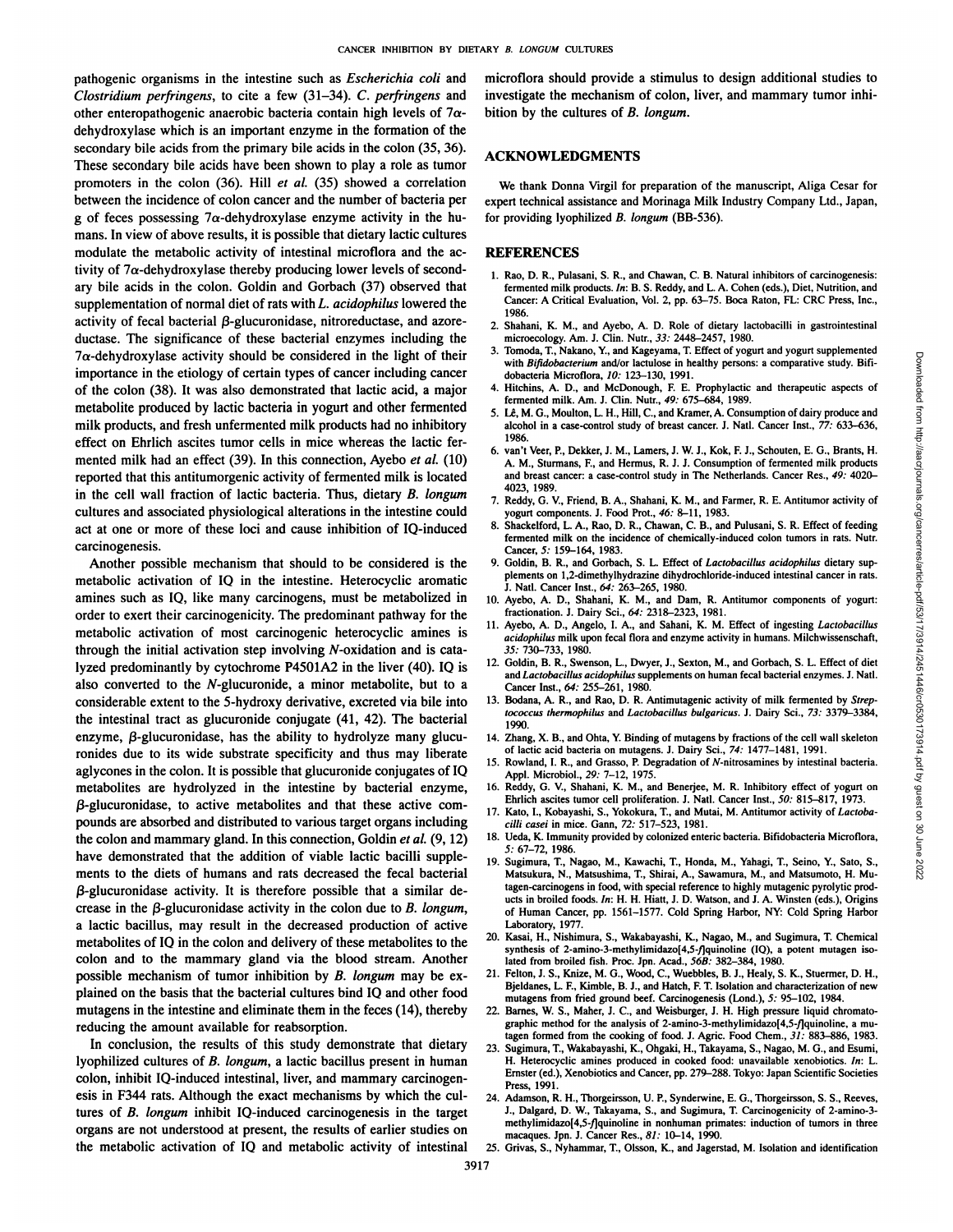pathogenic organisms in the intestine such as *Escherichia coli* and *Clostridium perfringens*, to cite a few (31–34). *C. perfringens* and other enteropathogenic anaerobic bacteria contain high levels of 7α-dehydroxylase which is an important enzyme in the formation of the secondary bile acids from the primary bile acids in the colon (35, 36). These secondary bile acids have been shown to play a role as tumor promoters in the colon (36). Hill *et al.* (35) showed a correlation between the incidence of colon cancer and the number of bacteria per g of feces possessing 7α-dehydroxylase enzyme activity in the humans. In view of above results, it is possible that dietary lactic cultures modulate the metabolic activity of intestinal microflora and the activity of 7α-dehydroxylase thereby producing lower levels of secondary bile acids in the colon. Goldin and Gorbach (37) observed that supplementation of normal diet of rats with *L. acidophilus* lowered the activity of fecal bacterial β-glucuronidase, nitroreductase, and azoreductase. The significance of these bacterial enzymes including the 7α-dehydroxylase activity should be considered in the light of their importance in the etiology of certain types of cancer including cancer of the colon (38). It was also demonstrated that lactic acid, a major metabolite produced by lactic bacteria in yogurt and other fermented milk products, and fresh unfermented milk products had no inhibitory effect on Ehrlich ascites tumor cells in mice whereas the lactic fermented milk had an effect (39). In this connection, Ayebo *et al.* (10) reported that this antitumorgenic activity of fermented milk is located in the cell wall fraction of lactic bacteria. Thus, dietary *B. longum* cultures and associated physiological alterations in the intestine could act at one or more of these loci and cause inhibition of IQ-induced carcinogenesis.

Another possible mechanism that should to be considered is the metabolic activation of IQ in the intestine. Heterocyclic aromatic amines such as IQ, like many carcinogens, must be metabolized in order to exert their carcinogenicity. The predominant pathway for the metabolic activation of most carcinogenic heterocyclic amines is through the initial activation step involving *N*-oxidation and is catalyzed predominantly by cytochrome P4501A2 in the liver (40). IQ is also converted to the *N*-glucuronide, a minor metabolite, but to a considerable extent to the 5-hydroxy derivative, excreted via bile into the intestinal tract as glucuronide conjugate (41, 42). The bacterial enzyme, β-glucuronidase, has the ability to hydrolyze many glucuronides due to its wide substrate specificity and thus may liberate aglycones in the colon. It is possible that glucuronide conjugates of IQ metabolites are hydrolyzed in the intestine by bacterial enzyme, β-glucuronidase, to active metabolites and that these active compounds are absorbed and distributed to various target organs including the colon and mammary gland. In this connection, Goldin *et al.* (9, 12) have demonstrated that the addition of viable lactic bacilli supplements to the diets of humans and rats decreased the fecal bacterial β-glucuronidase activity. It is therefore possible that a similar decrease in the β-glucuronidase activity in the colon due to *B. longum*, a lactic bacillus, may result in the decreased production of active metabolites of IQ in the colon and delivery of these metabolites to the colon and to the mammary gland via the blood stream. Another possible mechanism of tumor inhibition by *B. longum* may be explained on the basis that the bacterial cultures bind IQ and other food mutagens in the intestine and eliminate them in the feces (14), thereby reducing the amount available for reabsorption.

In conclusion, the results of this study demonstrate that dietary lyophilized cultures of *B. longum*, a lactic bacillus present in human colon, inhibit IQ-induced intestinal, liver, and mammary carcinogenesis in F344 rats. Although the exact mechanisms by which the cultures of *B. longum* inhibit IQ-induced carcinogenesis in the target organs are not understood at present, the results of earlier studies on the metabolic activation of IQ and metabolic activity of intestinal microflora should provide a stimulus to design additional studies to investigate the mechanism of colon, liver, and mammary tumor inhibition by the cultures of *B. longum*.

## ACKNOWLEDGMENTS

We thank Donna Virgil for preparation of the manuscript, Aliga Cesar for expert technical assistance and Morinaga Milk Industry Company Ltd., Japan, for providing lyophilized *B. longum* (BB-536).

## REFERENCES

1. Rao, D. R., Pulasani, S. R., and Chawan, C. B. Natural inhibitors of carcinogenesis: fermented milk products. *In*: B. S. Reddy, and L. A. Cohen (eds.), Diet, Nutrition, and Cancer: A Critical Evaluation, Vol. 2, pp. 63–75. Boca Raton, FL: CRC Press, Inc., 1986.
2. Shahani, K. M., and Ayebo, A. D. Role of dietary lactobacilli in gastrointestinal microecology. Am. J. Clin. Nutr., *33:* 2448–2457, 1980.
3. Tomoda, T., Nakano, Y., and Kageyama, T. Effect of yogurt and yogurt supplemented with *Bifidobacterium* and/or lactulose in healthy persons: a comparative study. Bifidobacteria Microflora, *10:* 123–130, 1991.
4. Hitchins, A. D., and McDonough, F. E. Prophylactic and therapeutic aspects of fermented milk. Am. J. Clin. Nutr., *49:* 675–684, 1989.
5. Lê, M. G., Moulton, L. H., Hill, C., and Kramer, A. Consumption of dairy produce and alcohol in a case-control study of breast cancer. J. Natl. Cancer Inst., *77:* 633–636, 1986.
6. van't Veer, P., Dekker, J. M., Lamers, J. W. J., Kok, F. J., Schouten, E. G., Brants, H. A. M., Sturmans, F., and Hermus, R. J. J. Consumption of fermented milk products and breast cancer: a case-control study in The Netherlands. Cancer Res., *49:* 4020–4023, 1989.
7. Reddy, G. V., Friend, B. A., Shahani, K. M., and Farmer, R. E. Antitumor activity of yogurt components. J. Food Prot., *46:* 8–11, 1983.
8. Shackelford, L. A., Rao, D. R., Chawan, C. B., and Pulusani, S. R. Effect of feeding fermented milk on the incidence of chemically-induced colon tumors in rats. Nutr. Cancer, *5:* 159–164, 1983.
9. Goldin, B. R., and Gorbach, S. L. Effect of *Lactobacillus acidophilus* dietary supplements on 1,2-dimethylhydrazine dihydrochloride-induced intestinal cancer in rats. J. Natl. Cancer Inst., *64:* 263–265, 1980.
10. Ayebo, A. D., Shahani, K. M., and Dam, R. Antitumor components of yogurt: fractionation. J. Dairy Sci., *64:* 2318–2323, 1981.
11. Ayebo, A. D., Angelo, I. A., and Sahani, K. M. Effect of ingesting *Lactobacillus acidophilus* milk upon fecal flora and enzyme activity in humans. Milchwissenschaft, *35:* 730–733, 1980.
12. Goldin, B. R., Swenson, L., Dwyer, J., Sexton, M., and Gorbach, S. L. Effect of diet and *Lactobacillus acidophilus* supplements on human fecal bacterial enzymes. J. Natl. Cancer Inst., *64:* 255–261, 1980.
13. Bodana, A. R., and Rao, D. R. Antimutagenic activity of milk fermented by *Streptococcus thermophilus* and *Lactobacillus bulgaricus*. J. Dairy Sci., *73:* 3379–3384, 1990.
14. Zhang, X. B., and Ohta, Y. Binding of mutagens by fractions of the cell wall skeleton of lactic acid bacteria on mutagens. J. Dairy Sci., *74:* 1477–1481, 1991.
15. Rowland, I. R., and Grasso, P. Degradation of *N*-nitrosamines by intestinal bacteria. Appl. Microbiol., *29:* 7–12, 1975.
16. Reddy, G. V., Shahani, K. M., and Benerjee, M. R. Inhibitory effect of yogurt on Ehrlich ascites tumor cell proliferation. J. Natl. Cancer Inst., *50:* 815–817, 1973.
17. Kato, I., Kobayashi, S., Yokokura, T., and Mutai, M. Antitumor activity of *Lactobacilli casei* in mice. Gann, *72:* 517–523, 1981.
18. Ueda, K. Immunity provided by colonized enteric bacteria. Bifidobacteria Microflora, *5:* 67–72, 1986.
19. Sugimura, T., Nagao, M., Kawachi, T., Honda, M., Yahagi, T., Seino, Y., Sato, S., Matsukura, N., Matsushima, T., Shirai, A., Sawamura, M., and Matsumoto, H. Mutagen-carcinogens in food, with special reference to highly mutagenic pyrolytic products in broiled foods. *In*: H. H. Hiatt, J. D. Watson, and J. A. Winsten (eds.), Origins of Human Cancer, pp. 1561–1577. Cold Spring Harbor, NY: Cold Spring Harbor Laboratory, 1977.
20. Kasai, H., Nishimura, S., Wakabayashi, K., Nagao, M., and Sugimura, T. Chemical synthesis of 2-amino-3-methylimidazo[4,5-*f*]quinoline (IQ), a potent mutagen isolated from broiled fish. Proc. Jpn. Acad., *56B:* 382–384, 1980.
21. Felton, J. S., Knize, M. G., Wood, C., Wuebbles, B. J., Healy, S. K., Stuermer, D. H., Bjeldanes, L. F., Kimble, B. J., and Hatch, F. T. Isolation and characterization of new mutagens from fried ground beef. Carcinogenesis (Lond.), *5:* 95–102, 1984.
22. Barnes, W. S., Maher, J. C., and Weisburger, J. H. High pressure liquid chromatographic method for the analysis of 2-amino-3-methylimidazo[4,5-*f*]quinoline, a mutagen formed from the cooking of food. J. Agric. Food Chem., *31:* 883–886, 1983.
23. Sugimura, T., Wakabayashi, K., Ohgaki, H., Takayama, S., Nagao, M. G., and Esumi, H. Heterocyclic amines produced in cooked food: unavailable xenobiotics. *In*: L. Ernster (ed.), Xenobiotics and Cancer, pp. 279–288. Tokyo: Japan Scientific Societies Press, 1991.
24. Adamson, R. H., Thorgeirsson, U. P., Synderwine, E. G., Thorgeirsson, S. S., Reeves, J., Dalgard, D. W., Takayama, S., and Sugimura, T. Carcinogenicity of 2-amino-3-methylimidazo[4,5-*f*]quinoline in nonhuman primates: induction of tumors in three macaques. Jpn. J. Cancer Res., *81:* 10–14, 1990.
25. Grivas, S., Nyhammar, T., Olsson, K., and Jagerstad, M. Isolation and identification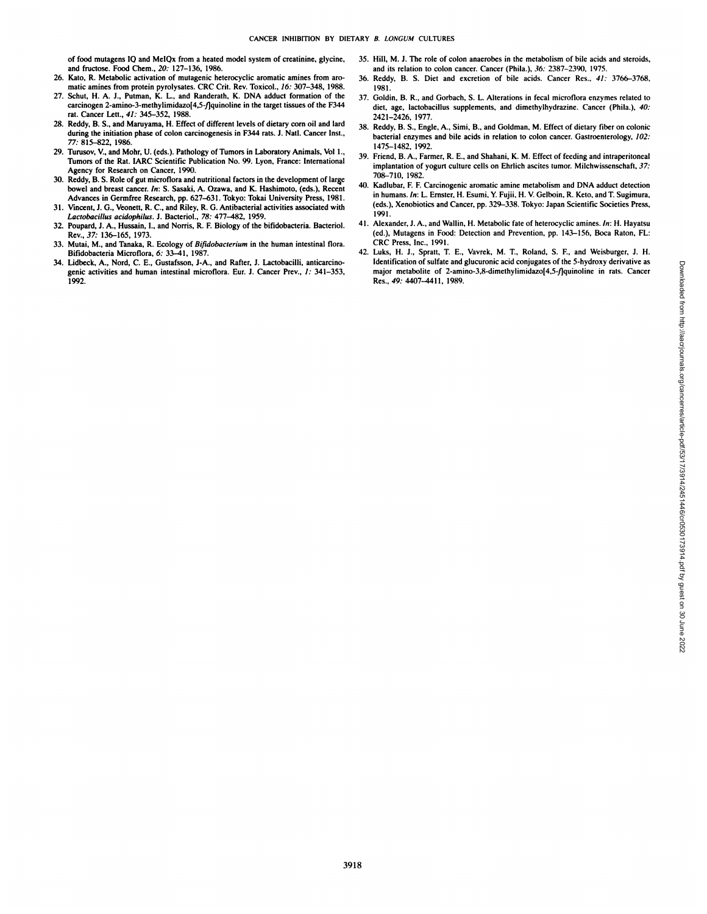of food mutagens IQ and MeIQx from a heated model system of creatinine, glycine, and fructose. Food Chem., *20:* 127–136, 1986.

26. Kato, R. Metabolic activation of mutagenic heterocyclic aromatic amines from aromatic amines from protein pyrolysates. CRC Crit. Rev. Toxicol., *16:* 307–348, 1988.
27. Schut, H. A. J., Putman, K. L., and Randerath, K. DNA adduct formation of the carcinogen 2-amino-3-methylimidazo[4,5-*f*]quinoline in the target tissues of the F344 rat. Cancer Lett., *41:* 345–352, 1988.
28. Reddy, B. S., and Maruyama, H. Effect of different levels of dietary corn oil and lard during the initiation phase of colon carcinogenesis in F344 rats. J. Natl. Cancer Inst., *77:* 815–822, 1986.
29. Turusov, V., and Mohr, U. (eds.). Pathology of Tumors in Laboratory Animals, Vol 1., Tumors of the Rat. IARC Scientific Publication No. 99. Lyon, France: International Agency for Research on Cancer, 1990.
30. Reddy, B. S. Role of gut microflora and nutritional factors in the development of large bowel and breast cancer. *In:* S. Sasaki, A. Ozawa, and K. Hashimoto, (eds.), Recent Advances in Germfree Research, pp. 627–631. Tokyo: Tokai University Press, 1981.
31. Vincent, J. G., Veonett, R. C., and Riley, R. G. Antibacterial activities associated with *Lactobacillus acidophilus*. J. Bacteriol., *78:* 477–482, 1959.
32. Poupard, J. A., Hussain, I., and Norris, R. F. Biology of the bifidobacteria. Bacteriol. Rev., *37:* 136–165, 1973.
33. Mutai, M., and Tanaka, R. Ecology of *Bifidobacterium* in the human intestinal flora. Bifidobacteria Microflora, *6:* 33–41, 1987.
34. Lidbeck, A., Nord, C. E., Gustafsson, J-A., and Rafter, J. Lactobacilli, anticarcinogenic activities and human intestinal microflora. Eur. J. Cancer Prev., *1:* 341–353, 1992.
35. Hill, M. J. The role of colon anaerobes in the metabolism of bile acids and steroids, and its relation to colon cancer. Cancer (Phila.), *36:* 2387–2390, 1975.
36. Reddy, B. S. Diet and excretion of bile acids. Cancer Res., *41:* 3766–3768, 1981.
37. Goldin, B. R., and Gorbach, S. L. Alterations in fecal microflora enzymes related to diet, age, lactobacillus supplements, and dimethylhydrazine. Cancer (Phila.), *40:* 2421–2426, 1977.
38. Reddy, B. S., Engle, A., Simi, B., and Goldman, M. Effect of dietary fiber on colonic bacterial enzymes and bile acids in relation to colon cancer. Gastroenterology, *102:* 1475–1482, 1992.
39. Friend, B. A., Farmer, R. E., and Shahani, K. M. Effect of feeding and intraperitoneal implantation of yogurt culture cells on Ehrlich ascites tumor. Milchwissenschaft, *37:* 708–710, 1982.
40. Kadlubar, F. F. Carcinogenic aromatic amine metabolism and DNA adduct detection in humans. *In:* L. Ernster, H. Esumi, Y. Fujii, H. V. Gelboin, R. Keto, and T. Sugimura, (eds.), Xenobiotics and Cancer, pp. 329–338. Tokyo: Japan Scientific Societies Press, 1991.
41. Alexander, J. A., and Wallin, H. Metabolic fate of heterocyclic amines. *In:* H. Hayatsu (ed.), Mutagens in Food: Detection and Prevention, pp. 143–156, Boca Raton, FL: CRC Press, Inc., 1991.
42. Luks, H. J., Spratt, T. E., Vavrek, M. T., Roland, S. F., and Weisburger, J. H. Identification of sulfate and glucuronic acid conjugates of the 5-hydroxy derivative as major metabolite of 2-amino-3,8-dimethylimidazo[4,5-*f*]quinoline in rats. Cancer Res., *49:* 4407–4411, 1989.